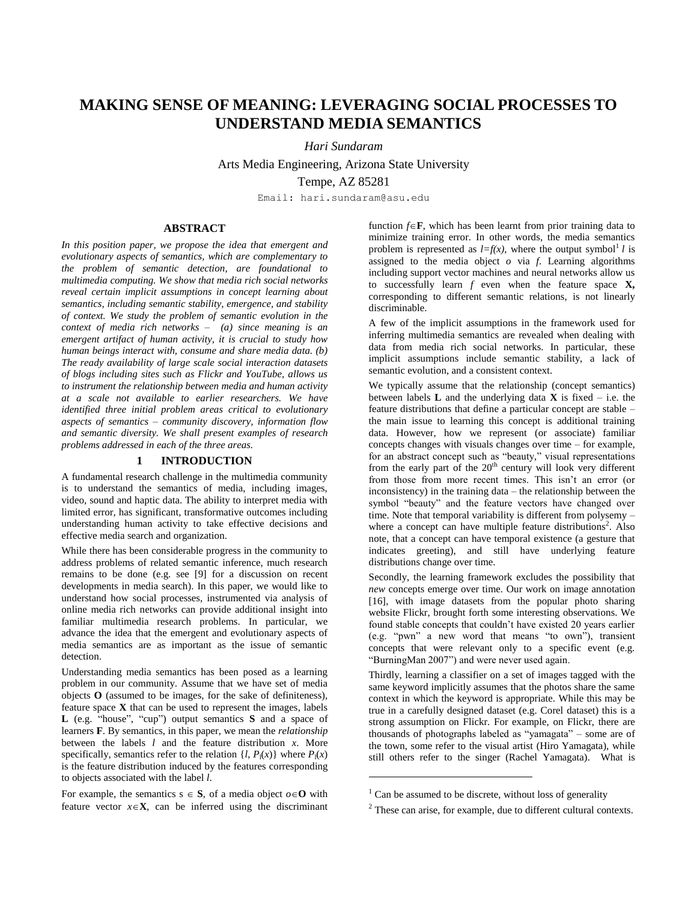# MAKING SENSE OF MEANING: LEVERAGING SOCIAL PROCESSES TO UNDERSTAND MEDIA SEMANTICS

*Hari Sundaram*

Arts Media Engineering, Arizona State University

Tempe, AZ 85281

Email: hari.sundaram@asu.edu

## ABSTRACT

*In this position paper, we propose the idea that emergent and evolutionary aspects of semantics, which are complementary to the problem of semantic detection, are foundational to multimedia computing. We show that media rich social networks reveal certain implicit assumptions in concept learning about semantics, including semantic stability, emergence, and stability of context. We study the problem of semantic evolution in the context of media rich networks – (a) since meaning is an emergent artifact of human activity, it is crucial to study how human beings interact with, consume and share media data. (b) The ready availability of large scale social interaction datasets of blogs including sites such as Flickr and YouTube, allows us to instrument the relationship between media and human activity at a scale not available to earlier researchers. We have identified three initial problem areas critical to evolutionary aspects of semantics – community discovery, information flow and semantic diversity. We shall present examples of research problems addressed in each of the three areas.*

## 1 INTRODUCTION

A fundamental research challenge in the multimedia community is to understand the semantics of media, including images, video, sound and haptic data. The ability to interpret media with limited error, has significant, transformative outcomes including understanding human activity to take effective decisions and effective media search and organization.

While there has been considerable progress in the community to address problems of related semantic inference, much research remains to be done (e.g. see [9] for a discussion on recent developments in media search). In this paper, we would like to understand how social processes, instrumented via analysis of online media rich networks can provide additional insight into familiar multimedia research problems. In particular, we advance the idea that the emergent and evolutionary aspects of media semantics are as important as the issue of semantic detection.

Understanding media semantics has been posed as a learning problem in our community. Assume that we have set of media objects **O** (assumed to be images, for the sake of definiteness), feature space **X** that can be used to represent the images, labels **L** (e.g. "house", "cup") output semantics **S** and a space of learners **F**. By semantics, in this paper, we mean the *relationship* between the labels $l$ and the feature distribution $x$. More specifically, semantics refer to the relation $\{l, P_l(x)\}$ where $P_l(x)$ is the feature distribution induced by the features corresponding to objects associated with the label $l$.

For example, the semantics $s \in \mathbf{S}$, of a media object $o \in \mathbf{O}$ with feature vector $x \in \mathbf{X}$, can be inferred using the discriminant function $f \in \mathbf{F}$, which has been learnt from prior training data to minimize training error. In other words, the media semantics problem is represented as $l=f(x)$, where the output symbol[1] $l$ is assigned to the media object $o$ via $f$. Learning algorithms including support vector machines and neural networks allow us to successfully learn $f$ even when the feature space **X**, corresponding to different semantic relations, is not linearly discriminable.

A few of the implicit assumptions in the framework used for inferring multimedia semantics are revealed when dealing with data from media rich social networks. In particular, these implicit assumptions include semantic stability, a lack of semantic evolution, and a consistent context.

We typically assume that the relationship (concept semantics) between labels **L** and the underlying data **X** is fixed – i.e. the feature distributions that define a particular concept are stable – the main issue to learning this concept is additional training data. However, how we represent (or associate) familiar concepts changes with visuals changes over time – for example, for an abstract concept such as "beauty," visual representations from the early part of the 20th century will look very different from those from more recent times. This isn't an error (or inconsistency) in the training data – the relationship between the symbol "beauty" and the feature vectors have changed over time. Note that temporal variability is different from polysemy – where a concept can have multiple feature distributions[2]. Also note, that a concept can have temporal existence (a gesture that indicates greeting), and still have underlying feature distributions change over time.

Secondly, the learning framework excludes the possibility that *new* concepts emerge over time. Our work on image annotation [16], with image datasets from the popular photo sharing website Flickr, brought forth some interesting observations. We found stable concepts that couldn't have existed 20 years earlier (e.g. "pwn" a new word that means "to own"), transient concepts that were relevant only to a specific event (e.g. "BurningMan 2007") and were never used again.

Thirdly, learning a classifier on a set of images tagged with the same keyword implicitly assumes that the photos share the same context in which the keyword is appropriate. While this may be true in a carefully designed dataset (e.g. Corel dataset) this is a strong assumption on Flickr. For example, on Flickr, there are thousands of photographs labeled as "yamagata" – some are of the town, some refer to the visual artist (Hiro Yamagata), while still others refer to the singer (Rachel Yamagata). What is

---

[1] Can be assumed to be discrete, without loss of generality

[2] These can arise, for example, due to different cultural contexts.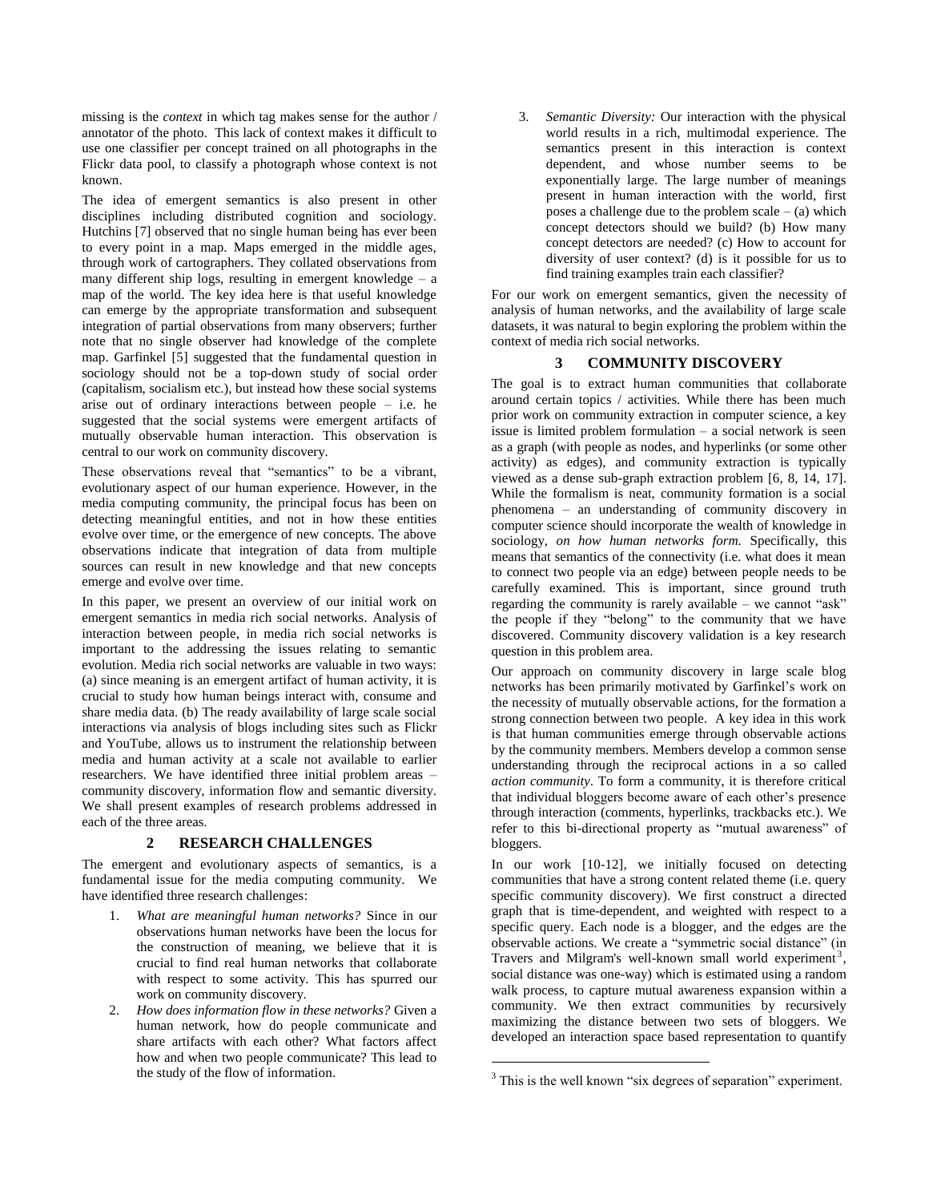missing is the *context* in which tag makes sense for the author / annotator of the photo. This lack of context makes it difficult to use one classifier per concept trained on all photographs in the Flickr data pool, to classify a photograph whose context is not known.

The idea of emergent semantics is also present in other disciplines including distributed cognition and sociology. Hutchins [7] observed that no single human being has ever been to every point in a map. Maps emerged in the middle ages, through work of cartographers. They collated observations from many different ship logs, resulting in emergent knowledge – a map of the world. The key idea here is that useful knowledge can emerge by the appropriate transformation and subsequent integration of partial observations from many observers; further note that no single observer had knowledge of the complete map. Garfinkel [5] suggested that the fundamental question in sociology should not be a top-down study of social order (capitalism, socialism etc.), but instead how these social systems arise out of ordinary interactions between people – i.e. he suggested that the social systems were emergent artifacts of mutually observable human interaction. This observation is central to our work on community discovery.

These observations reveal that "semantics" to be a vibrant, evolutionary aspect of our human experience. However, in the media computing community, the principal focus has been on detecting meaningful entities, and not in how these entities evolve over time, or the emergence of new concepts. The above observations indicate that integration of data from multiple sources can result in new knowledge and that new concepts emerge and evolve over time.

In this paper, we present an overview of our initial work on emergent semantics in media rich social networks. Analysis of interaction between people, in media rich social networks is important to the addressing the issues relating to semantic evolution. Media rich social networks are valuable in two ways: (a) since meaning is an emergent artifact of human activity, it is crucial to study how human beings interact with, consume and share media data. (b) The ready availability of large scale social interactions via analysis of blogs including sites such as Flickr and YouTube, allows us to instrument the relationship between media and human activity at a scale not available to earlier researchers. We have identified three initial problem areas – community discovery, information flow and semantic diversity. We shall present examples of research problems addressed in each of the three areas.

## 2 RESEARCH CHALLENGES

The emergent and evolutionary aspects of semantics, is a fundamental issue for the media computing community. We have identified three research challenges:

1. *What are meaningful human networks?* Since in our observations human networks have been the locus for the construction of meaning, we believe that it is crucial to find real human networks that collaborate with respect to some activity. This has spurred our work on community discovery.
2. *How does information flow in these networks?* Given a human network, how do people communicate and share artifacts with each other? What factors affect how and when two people communicate? This lead to the study of the flow of information.
3. *Semantic Diversity:* Our interaction with the physical world results in a rich, multimodal experience. The semantics present in this interaction is context dependent, and whose number seems to be exponentially large. The large number of meanings present in human interaction with the world, first poses a challenge due to the problem scale – (a) which concept detectors should we build? (b) How many concept detectors are needed? (c) How to account for diversity of user context? (d) is it possible for us to find training examples train each classifier?

For our work on emergent semantics, given the necessity of analysis of human networks, and the availability of large scale datasets, it was natural to begin exploring the problem within the context of media rich social networks.

## 3 COMMUNITY DISCOVERY

The goal is to extract human communities that collaborate around certain topics / activities. While there has been much prior work on community extraction in computer science, a key issue is limited problem formulation – a social network is seen as a graph (with people as nodes, and hyperlinks (or some other activity) as edges), and community extraction is typically viewed as a dense sub-graph extraction problem [6, 8, 14, 17]. While the formalism is neat, community formation is a social phenomena – an understanding of community discovery in computer science should incorporate the wealth of knowledge in sociology, *on how human networks form.* Specifically, this means that semantics of the connectivity (i.e. what does it mean to connect two people via an edge) between people needs to be carefully examined. This is important, since ground truth regarding the community is rarely available – we cannot "ask" the people if they "belong" to the community that we have discovered. Community discovery validation is a key research question in this problem area.

Our approach on community discovery in large scale blog networks has been primarily motivated by Garfinkel's work on the necessity of mutually observable actions, for the formation a strong connection between two people. A key idea in this work is that human communities emerge through observable actions by the community members. Members develop a common sense understanding through the reciprocal actions in a so called *action community*. To form a community, it is therefore critical that individual bloggers become aware of each other's presence through interaction (comments, hyperlinks, trackbacks etc.). We refer to this bi-directional property as "mutual awareness" of bloggers.

In our work [10-12], we initially focused on detecting communities that have a strong content related theme (i.e. query specific community discovery). We first construct a directed graph that is time-dependent, and weighted with respect to a specific query. Each node is a blogger, and the edges are the observable actions. We create a "symmetric social distance" (in Travers and Milgram's well-known small world experiment [3], social distance was one-way) which is estimated using a random walk process, to capture mutual awareness expansion within a community. We then extract communities by recursively maximizing the distance between two sets of bloggers. We developed an interaction space based representation to quantify

[3] This is the well known "six degrees of separation" experiment.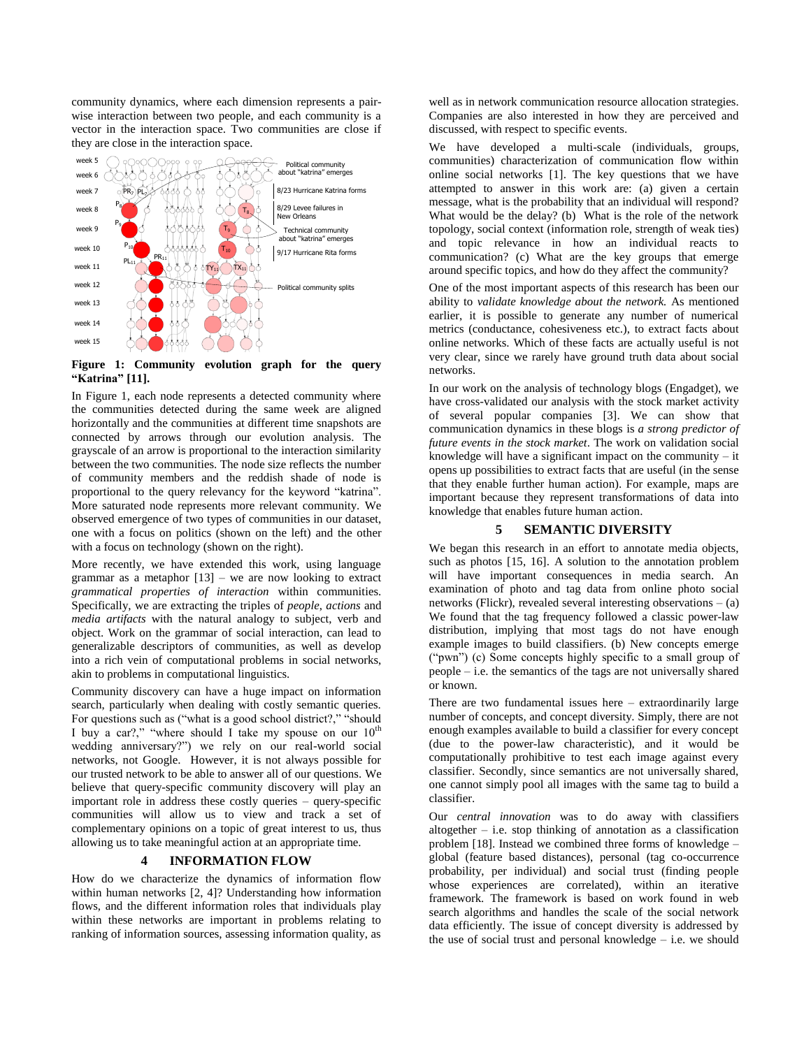community dynamics, where each dimension represents a pair-wise interaction between two people, and each community is a vector in the interaction space. Two communities are close if they are close in the interaction space.

week 5
week 6
week 7
week 8
week 9
week 10
week 11
week 12
week 13
week 14
week 15

PR7 PL7
P8
P9
P10
PR11
PL11
T8
T9
T10
TY11
TX11

Political community about "katrina" emerges
8/23 Hurricane Katrina forms
8/29 Levee failures in New Orleans
Technical community about "katrina" emerges
9/17 Hurricane Rita forms
Political community splits

**Figure 1: Community evolution graph for the query "Katrina" [11].**

In Figure 1, each node represents a detected community where the communities detected during the same week are aligned horizontally and the communities at different time snapshots are connected by arrows through our evolution analysis. The grayscale of an arrow is proportional to the interaction similarity between the two communities. The node size reflects the number of community members and the reddish shade of node is proportional to the query relevancy for the keyword "katrina". More saturated node represents more relevant community. We observed emergence of two types of communities in our dataset, one with a focus on politics (shown on the left) and the other with a focus on technology (shown on the right).

More recently, we have extended this work, using language grammar as a metaphor [13] – we are now looking to extract *grammatical properties of interaction* within communities. Specifically, we are extracting the triples of *people*, *actions* and *media artifacts* with the natural analogy to subject, verb and object. Work on the grammar of social interaction, can lead to generalizable descriptors of communities, as well as develop into a rich vein of computational problems in social networks, akin to problems in computational linguistics.

Community discovery can have a huge impact on information search, particularly when dealing with costly semantic queries. For questions such as ("what is a good school district?," "should I buy a car?," "where should I take my spouse on our 10th wedding anniversary?") we rely on our real-world social networks, not Google. However, it is not always possible for our trusted network to be able to answer all of our questions. We believe that query-specific community discovery will play an important role in address these costly queries – query-specific communities will allow us to view and track a set of complementary opinions on a topic of great interest to us, thus allowing us to take meaningful action at an appropriate time.

## 4 INFORMATION FLOW

How do we characterize the dynamics of information flow within human networks [2, 4]? Understanding how information flows, and the different information roles that individuals play within these networks are important in problems relating to ranking of information sources, assessing information quality, as well as in network communication resource allocation strategies. Companies are also interested in how they are perceived and discussed, with respect to specific events.

We have developed a multi-scale (individuals, groups, communities) characterization of communication flow within online social networks [1]. The key questions that we have attempted to answer in this work are: (a) given a certain message, what is the probability that an individual will respond? What would be the delay? (b) What is the role of the network topology, social context (information role, strength of weak ties) and topic relevance in how an individual reacts to communication? (c) What are the key groups that emerge around specific topics, and how do they affect the community?

One of the most important aspects of this research has been our ability to *validate knowledge about the network.* As mentioned earlier, it is possible to generate any number of numerical metrics (conductance, cohesiveness etc.), to extract facts about online networks. Which of these facts are actually useful is not very clear, since we rarely have ground truth data about social networks.

In our work on the analysis of technology blogs (Engadget), we have cross-validated our analysis with the stock market activity of several popular companies [3]. We can show that communication dynamics in these blogs is *a strong predictor of future events in the stock market*. The work on validation social knowledge will have a significant impact on the community – it opens up possibilities to extract facts that are useful (in the sense that they enable further human action). For example, maps are important because they represent transformations of data into knowledge that enables future human action.

## 5 SEMANTIC DIVERSITY

We began this research in an effort to annotate media objects, such as photos [15, 16]. A solution to the annotation problem will have important consequences in media search. An examination of photo and tag data from online photo social networks (Flickr), revealed several interesting observations – (a) We found that the tag frequency followed a classic power-law distribution, implying that most tags do not have enough example images to build classifiers. (b) New concepts emerge ("pwn") (c) Some concepts highly specific to a small group of people – i.e. the semantics of the tags are not universally shared or known.

There are two fundamental issues here – extraordinarily large number of concepts, and concept diversity. Simply, there are not enough examples available to build a classifier for every concept (due to the power-law characteristic), and it would be computationally prohibitive to test each image against every classifier. Secondly, since semantics are not universally shared, one cannot simply pool all images with the same tag to build a classifier.

Our *central innovation* was to do away with classifiers altogether – i.e. stop thinking of annotation as a classification problem [18]. Instead we combined three forms of knowledge – global (feature based distances), personal (tag co-occurrence probability, per individual) and social trust (finding people whose experiences are correlated), within an iterative framework. The framework is based on work found in web search algorithms and handles the scale of the social network data efficiently. The issue of concept diversity is addressed by the use of social trust and personal knowledge – i.e. we should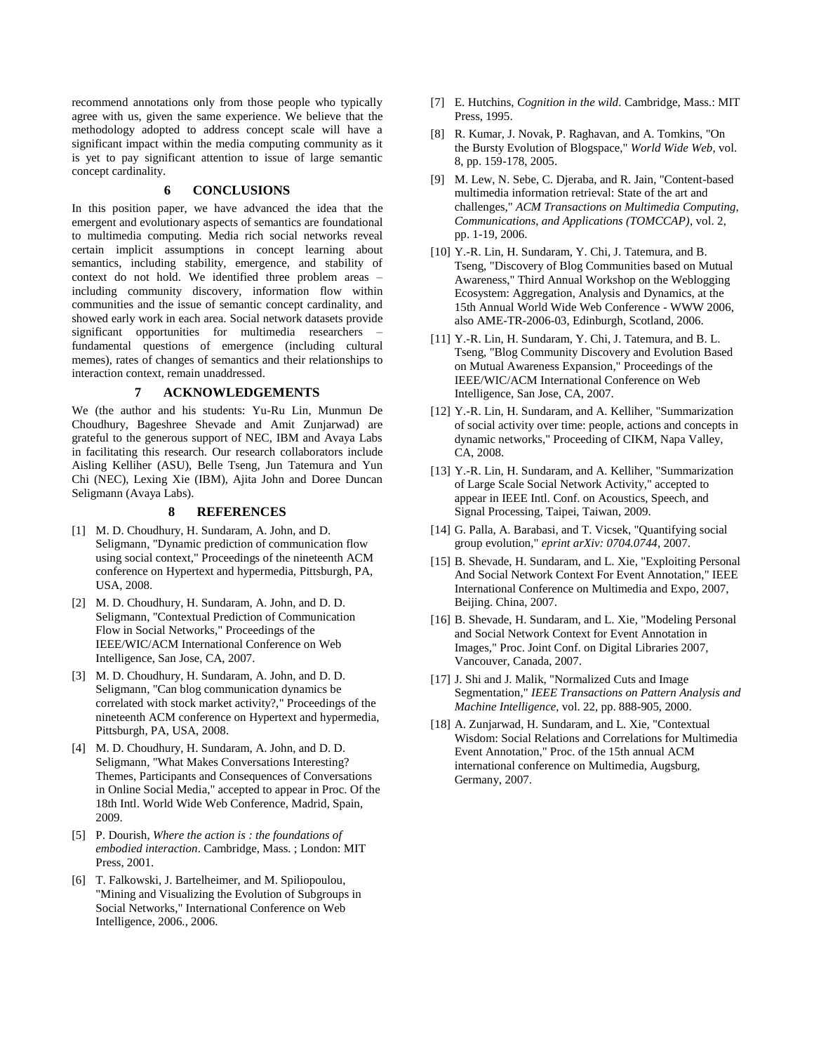recommend annotations only from those people who typically agree with us, given the same experience. We believe that the methodology adopted to address concept scale will have a significant impact within the media computing community as it is yet to pay significant attention to issue of large semantic concept cardinality.

## 6 CONCLUSIONS

In this position paper, we have advanced the idea that the emergent and evolutionary aspects of semantics are foundational to multimedia computing. Media rich social networks reveal certain implicit assumptions in concept learning about semantics, including stability, emergence, and stability of context do not hold. We identified three problem areas – including community discovery, information flow within communities and the issue of semantic concept cardinality, and showed early work in each area. Social network datasets provide significant opportunities for multimedia researchers – fundamental questions of emergence (including cultural memes), rates of changes of semantics and their relationships to interaction context, remain unaddressed.

## 7 ACKNOWLEDGEMENTS

We (the author and his students: Yu-Ru Lin, Munmun De Choudhury, Bageshree Shevade and Amit Zunjarwad) are grateful to the generous support of NEC, IBM and Avaya Labs in facilitating this research. Our research collaborators include Aisling Kelliher (ASU), Belle Tseng, Jun Tatemura and Yun Chi (NEC), Lexing Xie (IBM), Ajita John and Doree Duncan Seligmann (Avaya Labs).

## 8 REFERENCES

[1] M. D. Choudhury, H. Sundaram, A. John, and D. Seligmann, "Dynamic prediction of communication flow using social context," Proceedings of the nineteenth ACM conference on Hypertext and hypermedia, Pittsburgh, PA, USA, 2008.

[2] M. D. Choudhury, H. Sundaram, A. John, and D. D. Seligmann, "Contextual Prediction of Communication Flow in Social Networks," Proceedings of the IEEE/WIC/ACM International Conference on Web Intelligence, San Jose, CA, 2007.

[3] M. D. Choudhury, H. Sundaram, A. John, and D. D. Seligmann, "Can blog communication dynamics be correlated with stock market activity?," Proceedings of the nineteenth ACM conference on Hypertext and hypermedia, Pittsburgh, PA, USA, 2008.

[4] M. D. Choudhury, H. Sundaram, A. John, and D. D. Seligmann, "What Makes Conversations Interesting? Themes, Participants and Consequences of Conversations in Online Social Media," accepted to appear in Proc. Of the 18th Intl. World Wide Web Conference, Madrid, Spain, 2009.

[5] P. Dourish, *Where the action is : the foundations of embodied interaction*. Cambridge, Mass. ; London: MIT Press, 2001.

[6] T. Falkowski, J. Bartelheimer, and M. Spiliopoulou, "Mining and Visualizing the Evolution of Subgroups in Social Networks," International Conference on Web Intelligence, 2006., 2006.

[7] E. Hutchins, *Cognition in the wild*. Cambridge, Mass.: MIT Press, 1995.

[8] R. Kumar, J. Novak, P. Raghavan, and A. Tomkins, "On the Bursty Evolution of Blogspace," *World Wide Web*, vol. 8, pp. 159-178, 2005.

[9] M. Lew, N. Sebe, C. Djeraba, and R. Jain, "Content-based multimedia information retrieval: State of the art and challenges," *ACM Transactions on Multimedia Computing, Communications, and Applications (TOMCCAP)*, vol. 2, pp. 1-19, 2006.

[10] Y.-R. Lin, H. Sundaram, Y. Chi, J. Tatemura, and B. Tseng, "Discovery of Blog Communities based on Mutual Awareness," Third Annual Workshop on the Weblogging Ecosystem: Aggregation, Analysis and Dynamics, at the 15th Annual World Wide Web Conference - WWW 2006, also AME-TR-2006-03, Edinburgh, Scotland, 2006.

[11] Y.-R. Lin, H. Sundaram, Y. Chi, J. Tatemura, and B. L. Tseng, "Blog Community Discovery and Evolution Based on Mutual Awareness Expansion," Proceedings of the IEEE/WIC/ACM International Conference on Web Intelligence, San Jose, CA, 2007.

[12] Y.-R. Lin, H. Sundaram, and A. Kelliher, "Summarization of social activity over time: people, actions and concepts in dynamic networks," Proceeding of CIKM, Napa Valley, CA, 2008.

[13] Y.-R. Lin, H. Sundaram, and A. Kelliher, "Summarization of Large Scale Social Network Activity," accepted to appear in IEEE Intl. Conf. on Acoustics, Speech, and Signal Processing, Taipei, Taiwan, 2009.

[14] G. Palla, A. Barabasi, and T. Vicsek, "Quantifying social group evolution," *eprint arXiv: 0704.0744*, 2007.

[15] B. Shevade, H. Sundaram, and L. Xie, "Exploiting Personal And Social Network Context For Event Annotation," IEEE International Conference on Multimedia and Expo, 2007, Beijing. China, 2007.

[16] B. Shevade, H. Sundaram, and L. Xie, "Modeling Personal and Social Network Context for Event Annotation in Images," Proc. Joint Conf. on Digital Libraries 2007, Vancouver, Canada, 2007.

[17] J. Shi and J. Malik, "Normalized Cuts and Image Segmentation," *IEEE Transactions on Pattern Analysis and Machine Intelligence*, vol. 22, pp. 888-905, 2000.

[18] A. Zunjarwad, H. Sundaram, and L. Xie, "Contextual Wisdom: Social Relations and Correlations for Multimedia Event Annotation," Proc. of the 15th annual ACM international conference on Multimedia, Augsburg, Germany, 2007.